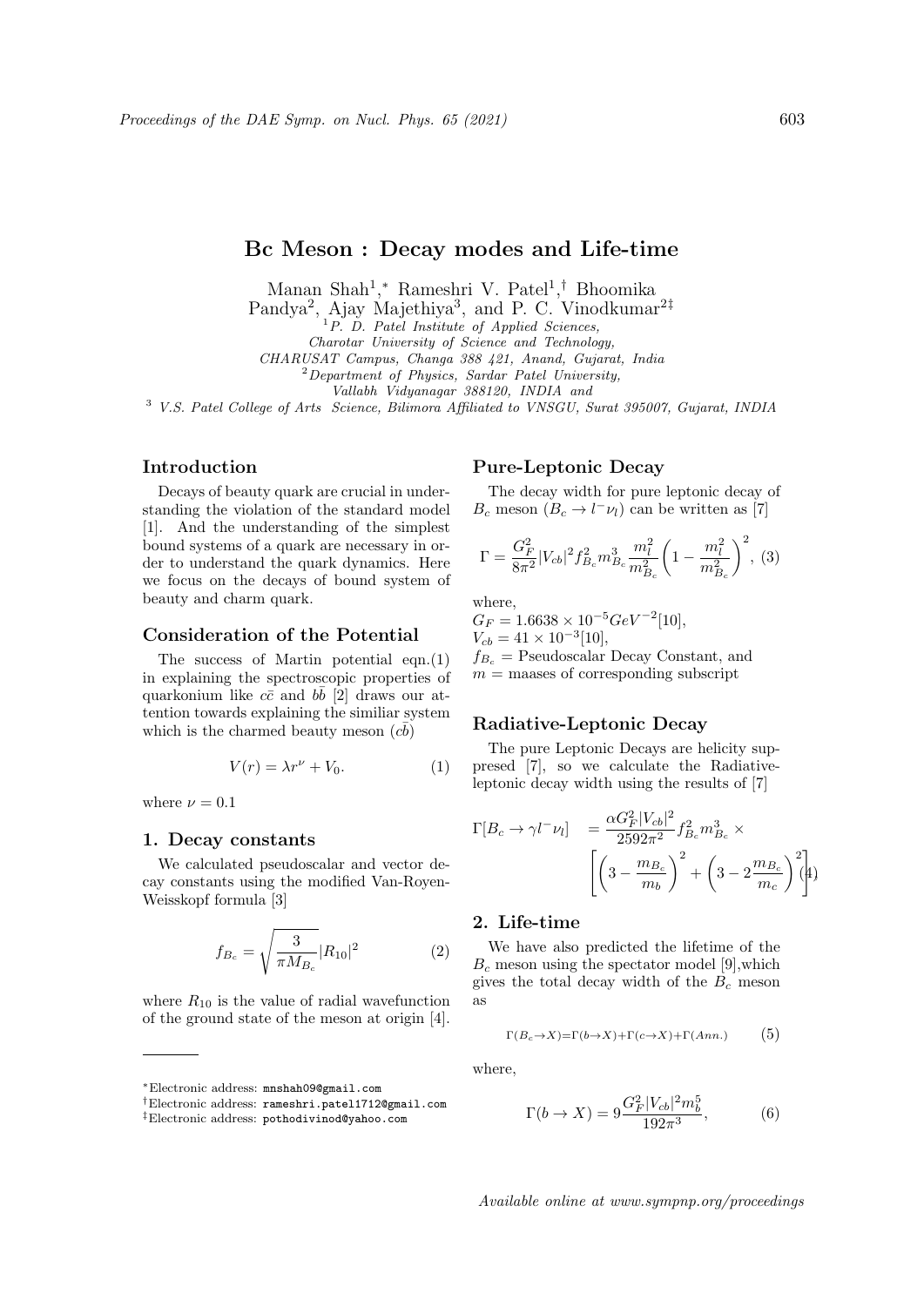# Bc Meson : Decay modes and Life-time

Manan Shah[1,*] Rameshri V. Patel[1,†] Bhoomika Pandya[2], Ajay Majethiya[3], and P. C. Vinodkumar[2‡]

[1] P. D. Patel Institute of Applied Sciences, Charotar University of Science and Technology, CHARUSAT Campus, Changa 388 421, Anand, Gujarat, India

[2] Department of Physics, Sardar Patel University, Vallabh Vidyanagar 388120, INDIA and

[3] V.S. Patel College of Arts Science, Bilimora Affiliated to VNSGU, Surat 395007, Gujarat, INDIA

## Introduction

Decays of beauty quark are crucial in understanding the violation of the standard model [1]. And the understanding of the simplest bound systems of a quark are necessary in order to understand the quark dynamics. Here we focus on the decays of bound system of beauty and charm quark.

## Consideration of the Potential

The success of Martin potential eqn.(1) in explaining the spectroscopic properties of quarkonium like $c\bar{c}$ and $b\bar{b}$ [2] draws our attention towards explaining the similiar system which is the charmed beauty meson ($c\bar{b}$)

$$V(r) = \lambda r^{\nu} + V_0. \tag{1}$$

where $\nu = 0.1$

### 1. Decay constants

We calculated pseudoscalar and vector decay constants using the modified Van-Royen-Weisskopf formula [3]

$$f_{B_c} = \sqrt{\frac{3}{\pi M_{B_c}}} |R_{10}|^2 \tag{2}$$

where $R_{10}$ is the value of radial wavefunction of the ground state of the meson at origin [4].

## Pure-Leptonic Decay

The decay width for pure leptonic decay of $B_c$ meson ($B_c \to l^- \nu_l$) can be written as [7]

$$\Gamma = \frac{G_F^2}{8\pi^2} |V_{cb}|^2 f_{B_c}^2 m_{B_c}^3 \frac{m_l^2}{m_{B_c}^2} \left(1 - \frac{m_l^2}{m_{B_c}^2}\right)^2, \tag{3}$$

where,
$G_F = 1.6638 \times 10^{-5} GeV^{-2}$[10],
$V_{cb} = 41 \times 10^{-3}$[10],
$f_{B_c}$ = Pseudoscalar Decay Constant, and
$m$ = maases of corresponding subscript

## Radiative-Leptonic Decay

The pure Leptonic Decays are helicity suppresed [7], so we calculate the Radiative-leptonic decay width using the results of [7]

$$\Gamma[B_c \to \gamma l^- \nu_l] = \frac{\alpha G_F^2 |V_{cb}|^2}{2592\pi^2} f_{B_c}^2 m_{B_c}^3 \times \left[\left(3 - \frac{m_{B_c}}{m_b}\right)^2 + \left(3 - 2\frac{m_{B_c}}{m_c}\right)^2\right] \tag{4}$$

### 2. Life-time

We have also predicted the lifetime of the $B_c$ meson using the spectator model [9],which gives the total decay width of the $B_c$ meson as

$$\Gamma(B_c \to X) = \Gamma(b \to X) + \Gamma(c \to X) + \Gamma(Ann.) \tag{5}$$

where,

$$\Gamma(b \to X) = 9 \frac{G_F^2 |V_{cb}|^2 m_b^5}{192\pi^3}, \tag{6}$$

---

*Electronic address: mnshah09@gmail.com
†Electronic address: rameshri.patel1712@gmail.com
‡Electronic address: pothodivinod@yahoo.com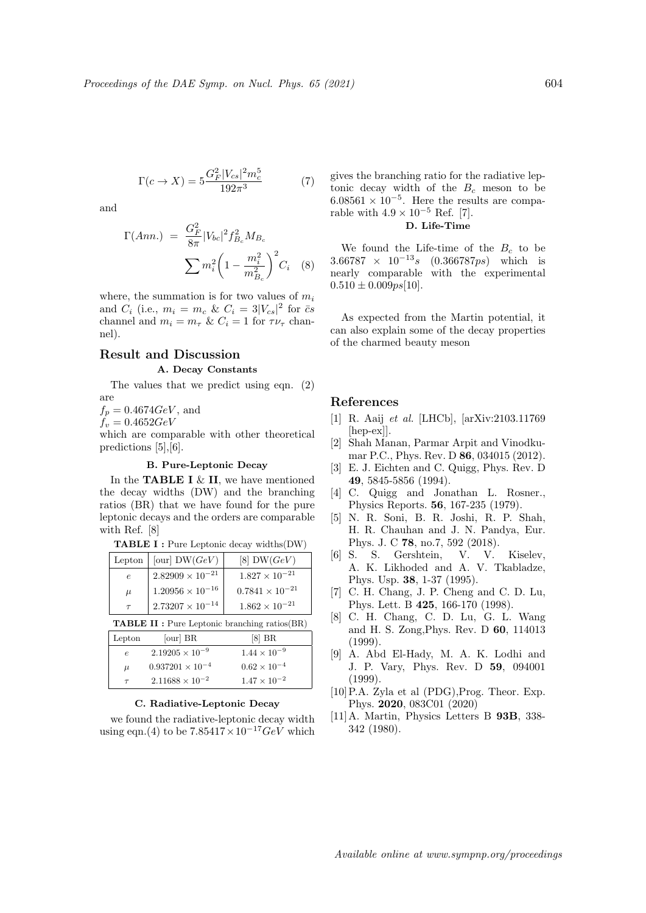$$\Gamma(c \to X) = 5\frac{G_F^2 |V_{cs}|^2 m_c^5}{192\pi^3} \quad (7)$$

and

$$\Gamma(Ann.) = \frac{G_F^2}{8\pi}|V_{bc}|^2 f_{B_c}^2 M_{B_c} \sum m_i^2 \left(1 - \frac{m_i^2}{m_{B_c}^2}\right)^2 C_i \quad (8)$$

where, the summation is for two values of $m_i$ and $C_i$ (i.e., $m_i = m_c$ & $C_i = 3|V_{cs}|^2$ for $\bar{c}s$ channel and $m_i = m_\tau$ & $C_i = 1$ for $\tau\nu_\tau$ channel).

## Result and Discussion

### A. Decay Constants

The values that we predict using eqn. (2) are

$f_p = 0.4674 GeV$, and

$f_v = 0.4652 GeV$

which are comparable with other theoretical predictions [5],[6].

### B. Pure-Leptonic Decay

In the **TABLE I** & **II**, we have mentioned the decay widths (DW) and the branching ratios (BR) that we have found for the pure leptonic decays and the orders are comparable with Ref. [8]

**TABLE I :** Pure Leptonic decay widths(DW)

| Lepton | [our] DW($GeV$) | [8] DW($GeV$) |
|---|---|---|
| $e$ | $2.82909 \times 10^{-21}$ | $1.827 \times 10^{-21}$ |
| $\mu$ | $1.20956 \times 10^{-16}$ | $0.7841 \times 10^{-21}$ |
| $\tau$ | $2.73207 \times 10^{-14}$ | $1.862 \times 10^{-21}$ |

**TABLE II :** Pure Leptonic branching ratios(BR)

| Lepton | [our] BR | [8] BR |
|---|---|---|
| $e$ | $2.19205 \times 10^{-9}$ | $1.44 \times 10^{-9}$ |
| $\mu$ | $0.937201 \times 10^{-4}$ | $0.62 \times 10^{-4}$ |
| $\tau$ | $2.11688 \times 10^{-2}$ | $1.47 \times 10^{-2}$ |

### C. Radiative-Leptonic Decay

we found the radiative-leptonic decay width using eqn.(4) to be $7.85417 \times 10^{-17} GeV$ which gives the branching ratio for the radiative leptonic decay width of the $B_c$ meson to be $6.08561 \times 10^{-5}$. Here the results are comparable with $4.9 \times 10^{-5}$ Ref. [7].

### D. Life-Time

We found the Life-time of the $B_c$ to be $3.66787 \times 10^{-13} s$ $(0.366787 ps)$ which is nearly comparable with the experimental $0.510 \pm 0.009 ps$[10].

As expected from the Martin potential, it can also explain some of the decay properties of the charmed beauty meson

## References

[1] R. Aaij *et al.* [LHCb], [arXiv:2103.11769 [hep-ex]].

[2] Shah Manan, Parmar Arpit and Vinodkumar P.C., Phys. Rev. D **86**, 034015 (2012).

[3] E. J. Eichten and C. Quigg, Phys. Rev. D **49**, 5845-5856 (1994).

[4] C. Quigg and Jonathan L. Rosner., Physics Reports. **56**, 167-235 (1979).

[5] N. R. Soni, B. R. Joshi, R. P. Shah, H. R. Chauhan and J. N. Pandya, Eur. Phys. J. C **78**, no.7, 592 (2018).

[6] S. S. Gershtein, V. V. Kiselev, A. K. Likhoded and A. V. Tkabladze, Phys. Usp. **38**, 1-37 (1995).

[7] C. H. Chang, J. P. Cheng and C. D. Lu, Phys. Lett. B **425**, 166-170 (1998).

[8] C. H. Chang, C. D. Lu, G. L. Wang and H. S. Zong,Phys. Rev. D **60**, 114013 (1999).

[9] A. Abd El-Hady, M. A. K. Lodhi and J. P. Vary, Phys. Rev. D **59**, 094001 (1999).

[10] P.A. Zyla et al (PDG),Prog. Theor. Exp. Phys. **2020**, 083C01 (2020)

[11] A. Martin, Physics Letters B **93B**, 338-342 (1980).